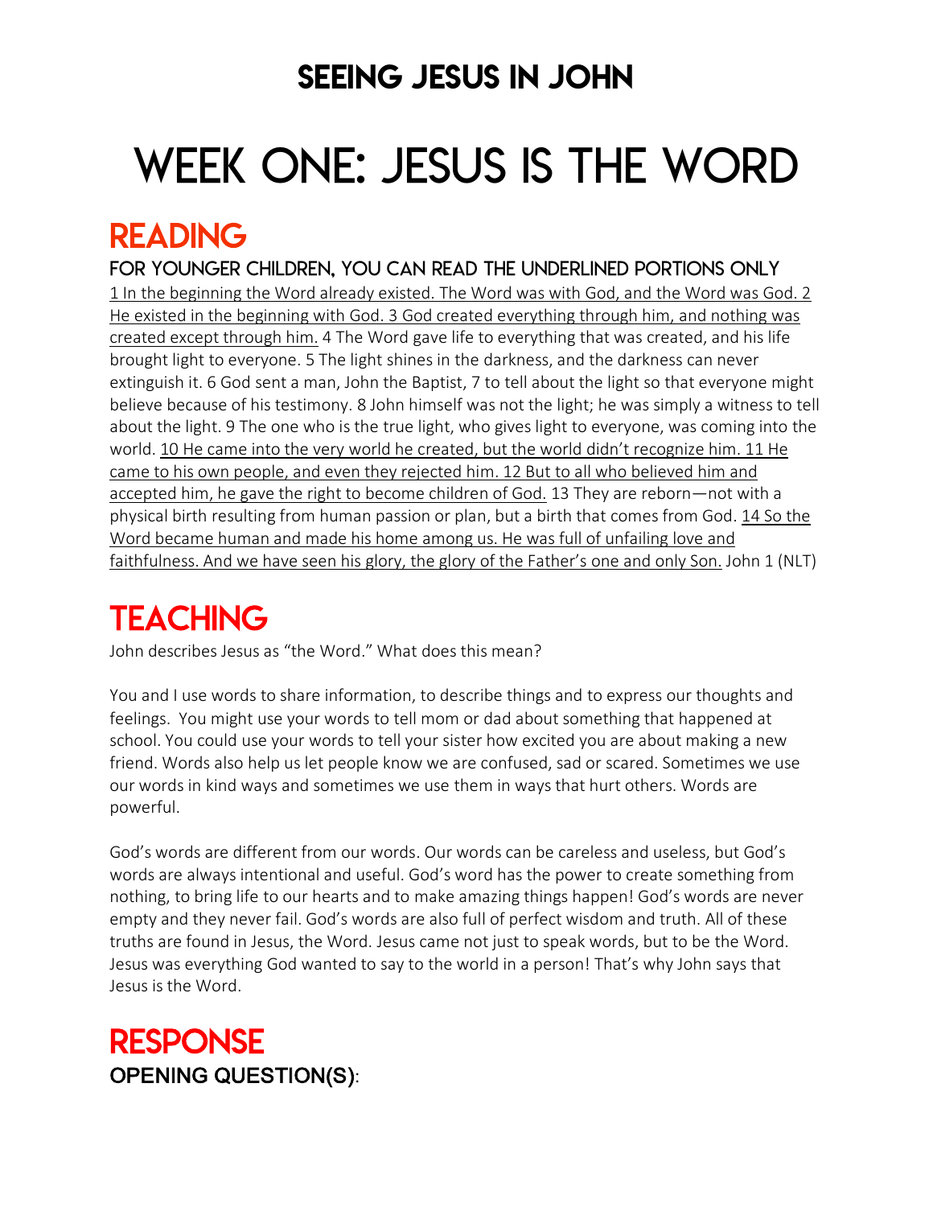# SEEING JESUS IN JOHN

# WEEK ONE: JESUS IS THE WORD

## READING

### FOR YOUNGER CHILDREN, YOU CAN READ THE UNDERLINED PORTIONS ONLY

<u>1 In the beginning the Word already existed. The Word was with God, and the Word was God. 2 He existed in the beginning with God. 3 God created everything through him, and nothing was created except through him.</u> 4 The Word gave life to everything that was created, and his life brought light to everyone. 5 The light shines in the darkness, and the darkness can never extinguish it. 6 God sent a man, John the Baptist, 7 to tell about the light so that everyone might believe because of his testimony. 8 John himself was not the light; he was simply a witness to tell about the light. 9 The one who is the true light, who gives light to everyone, was coming into the world. <u>10 He came into the very world he created, but the world didn't recognize him. 11 He came to his own people, and even they rejected him. 12 But to all who believed him and accepted him, he gave the right to become children of God.</u> 13 They are reborn—not with a physical birth resulting from human passion or plan, but a birth that comes from God. <u>14 So the Word became human and made his home among us. He was full of unfailing love and faithfulness. And we have seen his glory, the glory of the Father's one and only Son.</u> John 1 (NLT)

## TEACHING

John describes Jesus as "the Word." What does this mean?

You and I use words to share information, to describe things and to express our thoughts and feelings. You might use your words to tell mom or dad about something that happened at school. You could use your words to tell your sister how excited you are about making a new friend. Words also help us let people know we are confused, sad or scared. Sometimes we use our words in kind ways and sometimes we use them in ways that hurt others. Words are powerful.

God's words are different from our words. Our words can be careless and useless, but God's words are always intentional and useful. God's word has the power to create something from nothing, to bring life to our hearts and to make amazing things happen! God's words are never empty and they never fail. God's words are also full of perfect wisdom and truth. All of these truths are found in Jesus, the Word. Jesus came not just to speak words, but to be the Word. Jesus was everything God wanted to say to the world in a person! That's why John says that Jesus is the Word.

## RESPONSE

### OPENING QUESTION(S):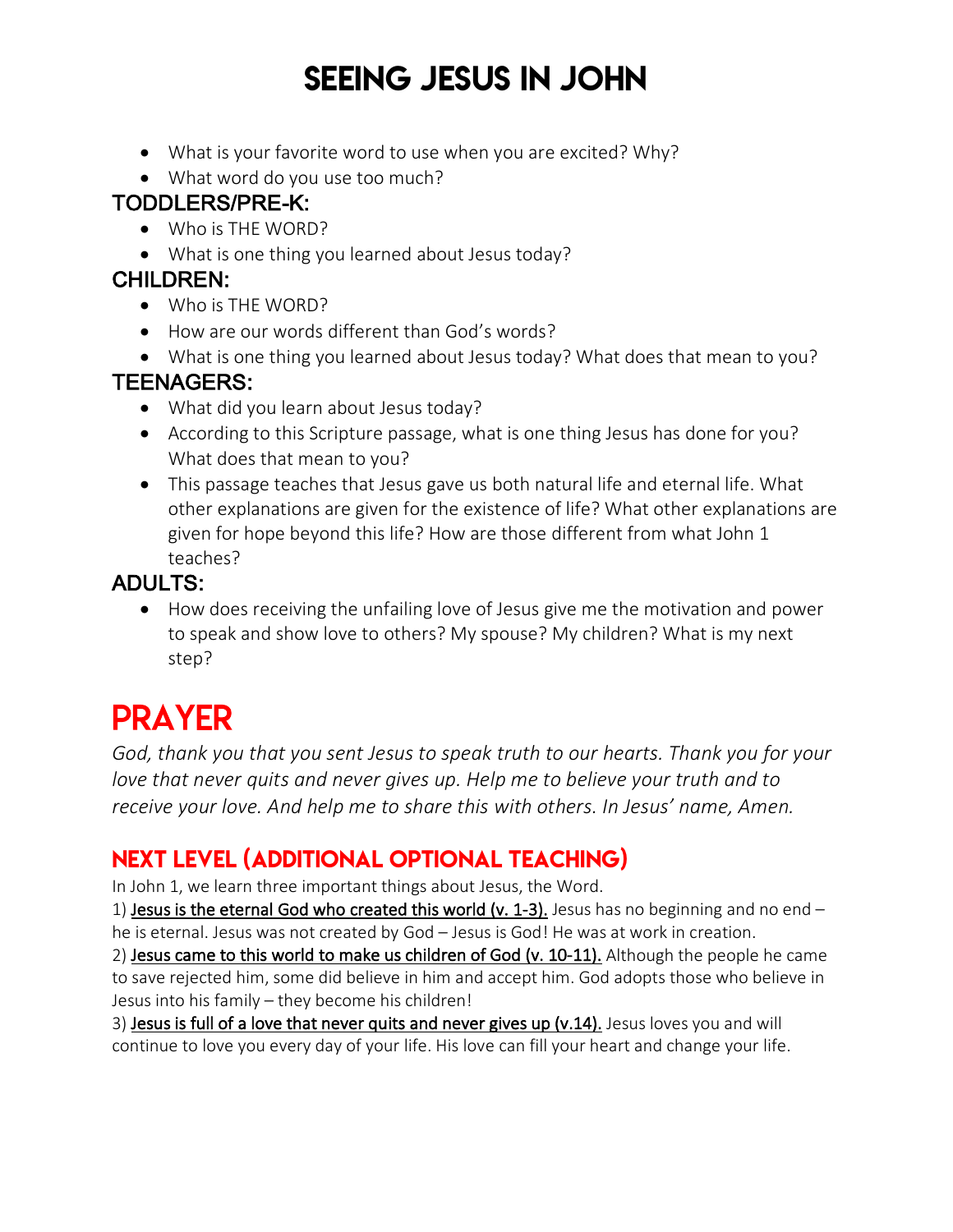# SEEING JESUS IN JOHN

- What is your favorite word to use when you are excited? Why?
- What word do you use too much?

### TODDLERS/PRE-K:

- Who is THE WORD?
- What is one thing you learned about Jesus today?

### CHILDREN:

- Who is THE WORD?
- How are our words different than God's words?
- What is one thing you learned about Jesus today? What does that mean to you?

### TEENAGERS:

- What did you learn about Jesus today?
- According to this Scripture passage, what is one thing Jesus has done for you? What does that mean to you?
- This passage teaches that Jesus gave us both natural life and eternal life. What other explanations are given for the existence of life? What other explanations are given for hope beyond this life? How are those different from what John 1 teaches?

### ADULTS:

- How does receiving the unfailing love of Jesus give me the motivation and power to speak and show love to others? My spouse? My children? What is my next step?

## PRAYER

*God, thank you that you sent Jesus to speak truth to our hearts. Thank you for your love that never quits and never gives up. Help me to believe your truth and to receive your love. And help me to share this with others. In Jesus' name, Amen.*

### NEXT LEVEL (ADDITIONAL OPTIONAL TEACHING)

In John 1, we learn three important things about Jesus, the Word.

1) <u>Jesus is the eternal God who created this world (v. 1-3).</u> Jesus has no beginning and no end – he is eternal. Jesus was not created by God – Jesus is God! He was at work in creation.

2) <u>Jesus came to this world to make us children of God (v. 10-11).</u> Although the people he came to save rejected him, some did believe in him and accept him. God adopts those who believe in Jesus into his family – they become his children!

3) <u>Jesus is full of a love that never quits and never gives up (v.14).</u> Jesus loves you and will continue to love you every day of your life. His love can fill your heart and change your life.